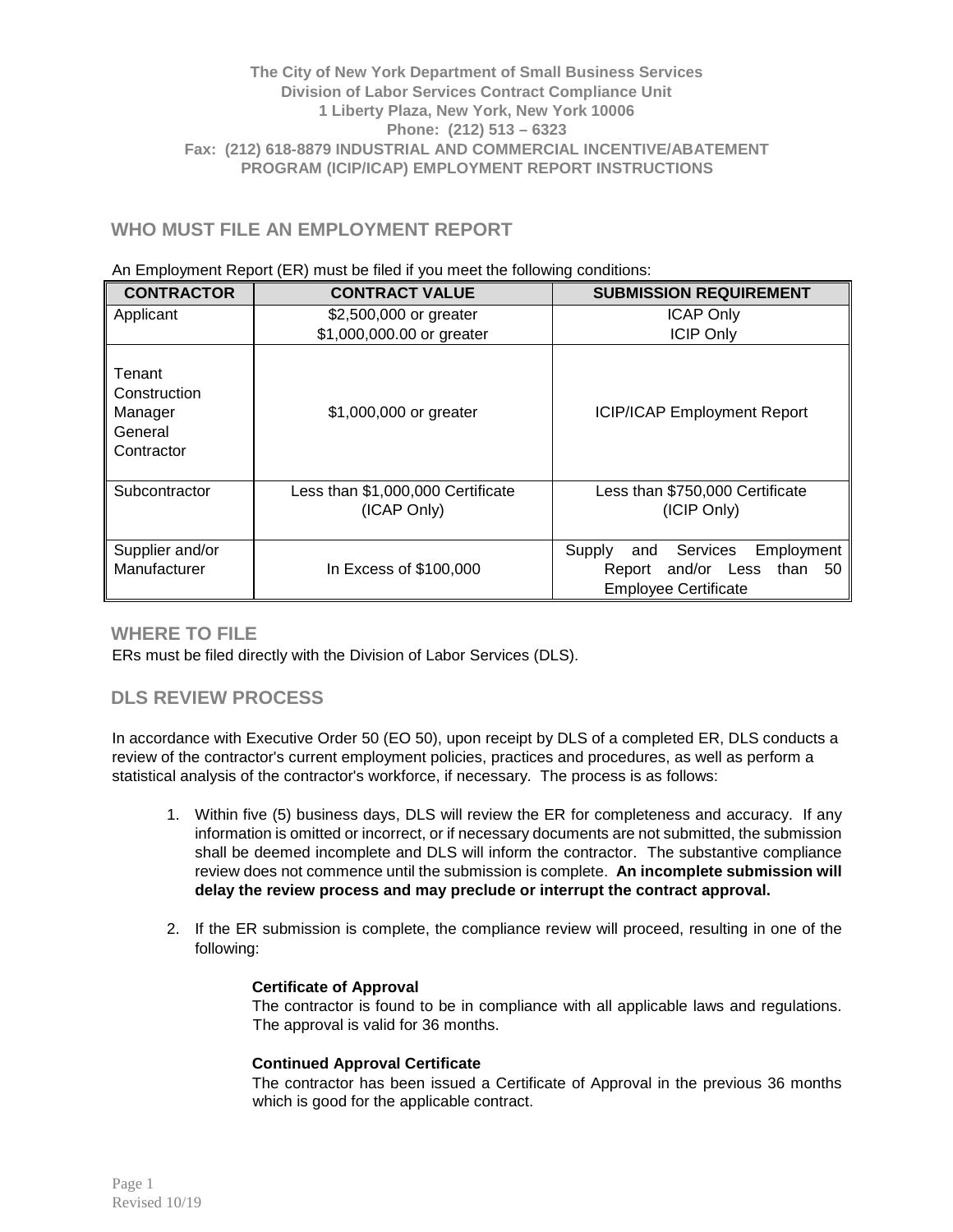**The City of New York Department of Small Business Services**
**Division of Labor Services Contract Compliance Unit**
**1 Liberty Plaza, New York, New York 10006**
**Phone: (212) 513 – 6323**
**Fax: (212) 618-8879 INDUSTRIAL AND COMMERCIAL INCENTIVE/ABATEMENT PROGRAM (ICIP/ICAP) EMPLOYMENT REPORT INSTRUCTIONS**

## WHO MUST FILE AN EMPLOYMENT REPORT

An Employment Report (ER) must be filed if you meet the following conditions:

| CONTRACTOR | CONTRACT VALUE | SUBMISSION REQUIREMENT |
|---|---|---|
| Applicant | $2,500,000 or greater<br>$1,000,000.00 or greater | ICAP Only<br>ICIP Only |
| Tenant<br>Construction Manager<br>General Contractor | $1,000,000 or greater | ICIP/ICAP Employment Report |
| Subcontractor | Less than $1,000,000 Certificate (ICAP Only) | Less than $750,000 Certificate (ICIP Only) |
| Supplier and/or Manufacturer | In Excess of $100,000 | Supply and Services Employment Report and/or Less than 50 Employee Certificate |

## WHERE TO FILE

ERs must be filed directly with the Division of Labor Services (DLS).

## DLS REVIEW PROCESS

In accordance with Executive Order 50 (EO 50), upon receipt by DLS of a completed ER, DLS conducts a review of the contractor's current employment policies, practices and procedures, as well as perform a statistical analysis of the contractor's workforce, if necessary. The process is as follows:

1. Within five (5) business days, DLS will review the ER for completeness and accuracy. If any information is omitted or incorrect, or if necessary documents are not submitted, the submission shall be deemed incomplete and DLS will inform the contractor. The substantive compliance review does not commence until the submission is complete. **An incomplete submission will delay the review process and may preclude or interrupt the contract approval.**

2. If the ER submission is complete, the compliance review will proceed, resulting in one of the following:

   **Certificate of Approval**
   The contractor is found to be in compliance with all applicable laws and regulations. The approval is valid for 36 months.

   **Continued Approval Certificate**
   The contractor has been issued a Certificate of Approval in the previous 36 months which is good for the applicable contract.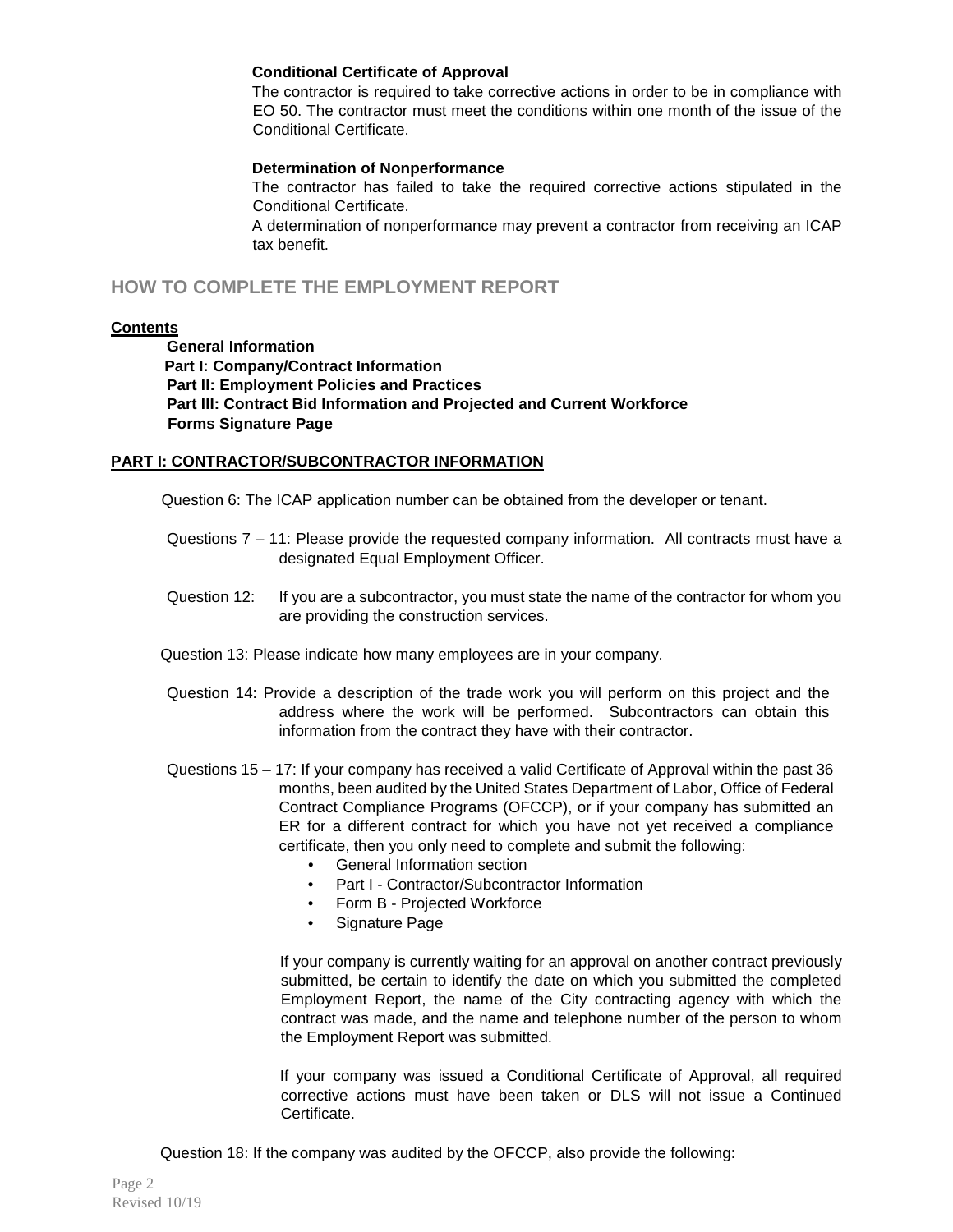**Conditional Certificate of Approval**

The contractor is required to take corrective actions in order to be in compliance with EO 50. The contractor must meet the conditions within one month of the issue of the Conditional Certificate.

**Determination of Nonperformance**

The contractor has failed to take the required corrective actions stipulated in the Conditional Certificate.

A determination of nonperformance may prevent a contractor from receiving an ICAP tax benefit.

## HOW TO COMPLETE THE EMPLOYMENT REPORT

**Contents**

**General Information**
**Part I: Company/Contract Information**
**Part II: Employment Policies and Practices**
**Part III: Contract Bid Information and Projected and Current Workforce**
**Forms Signature Page**

**PART I: CONTRACTOR/SUBCONTRACTOR INFORMATION**

Question 6: The ICAP application number can be obtained from the developer or tenant.

Questions 7 – 11: Please provide the requested company information. All contracts must have a designated Equal Employment Officer.

Question 12: If you are a subcontractor, you must state the name of the contractor for whom you are providing the construction services.

Question 13: Please indicate how many employees are in your company.

Question 14: Provide a description of the trade work you will perform on this project and the address where the work will be performed. Subcontractors can obtain this information from the contract they have with their contractor.

Questions 15 – 17: If your company has received a valid Certificate of Approval within the past 36 months, been audited by the United States Department of Labor, Office of Federal Contract Compliance Programs (OFCCP), or if your company has submitted an ER for a different contract for which you have not yet received a compliance certificate, then you only need to complete and submit the following:

- General Information section
- Part I - Contractor/Subcontractor Information
- Form B - Projected Workforce
- Signature Page

If your company is currently waiting for an approval on another contract previously submitted, be certain to identify the date on which you submitted the completed Employment Report, the name of the City contracting agency with which the contract was made, and the name and telephone number of the person to whom the Employment Report was submitted.

If your company was issued a Conditional Certificate of Approval, all required corrective actions must have been taken or DLS will not issue a Continued Certificate.

Question 18: If the company was audited by the OFCCP, also provide the following: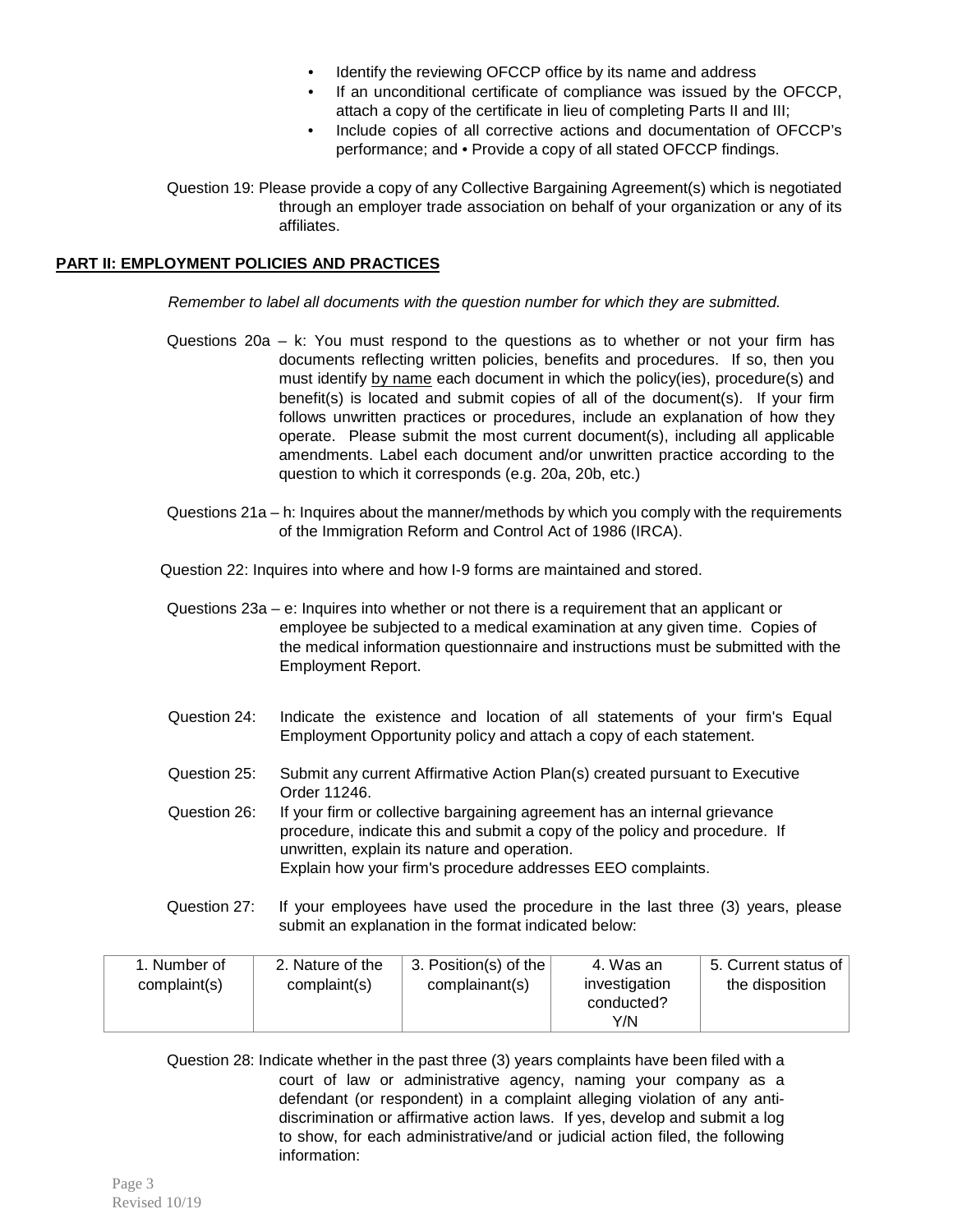- Identify the reviewing OFCCP office by its name and address
- If an unconditional certificate of compliance was issued by the OFCCP, attach a copy of the certificate in lieu of completing Parts II and III;
- Include copies of all corrective actions and documentation of OFCCP's performance; and • Provide a copy of all stated OFCCP findings.

Question 19: Please provide a copy of any Collective Bargaining Agreement(s) which is negotiated through an employer trade association on behalf of your organization or any of its affiliates.

## PART II: EMPLOYMENT POLICIES AND PRACTICES

*Remember to label all documents with the question number for which they are submitted.*

Questions 20a – k: You must respond to the questions as to whether or not your firm has documents reflecting written policies, benefits and procedures. If so, then you must identify by name each document in which the policy(ies), procedure(s) and benefit(s) is located and submit copies of all of the document(s). If your firm follows unwritten practices or procedures, include an explanation of how they operate. Please submit the most current document(s), including all applicable amendments. Label each document and/or unwritten practice according to the question to which it corresponds (e.g. 20a, 20b, etc.)

Questions 21a – h: Inquires about the manner/methods by which you comply with the requirements of the Immigration Reform and Control Act of 1986 (IRCA).

Question 22: Inquires into where and how I-9 forms are maintained and stored.

Questions 23a – e: Inquires into whether or not there is a requirement that an applicant or employee be subjected to a medical examination at any given time. Copies of the medical information questionnaire and instructions must be submitted with the Employment Report.

Question 24: Indicate the existence and location of all statements of your firm's Equal Employment Opportunity policy and attach a copy of each statement.

Question 25: Submit any current Affirmative Action Plan(s) created pursuant to Executive Order 11246.

Question 26: If your firm or collective bargaining agreement has an internal grievance procedure, indicate this and submit a copy of the policy and procedure. If unwritten, explain its nature and operation.
Explain how your firm's procedure addresses EEO complaints.

Question 27: If your employees have used the procedure in the last three (3) years, please submit an explanation in the format indicated below:

| 1. Number of complaint(s) | 2. Nature of the complaint(s) | 3. Position(s) of the complainant(s) | 4. Was an investigation conducted? Y/N | 5. Current status of the disposition |
|---|---|---|---|---|

Question 28: Indicate whether in the past three (3) years complaints have been filed with a court of law or administrative agency, naming your company as a defendant (or respondent) in a complaint alleging violation of any anti-discrimination or affirmative action laws. If yes, develop and submit a log to show, for each administrative/and or judicial action filed, the following information: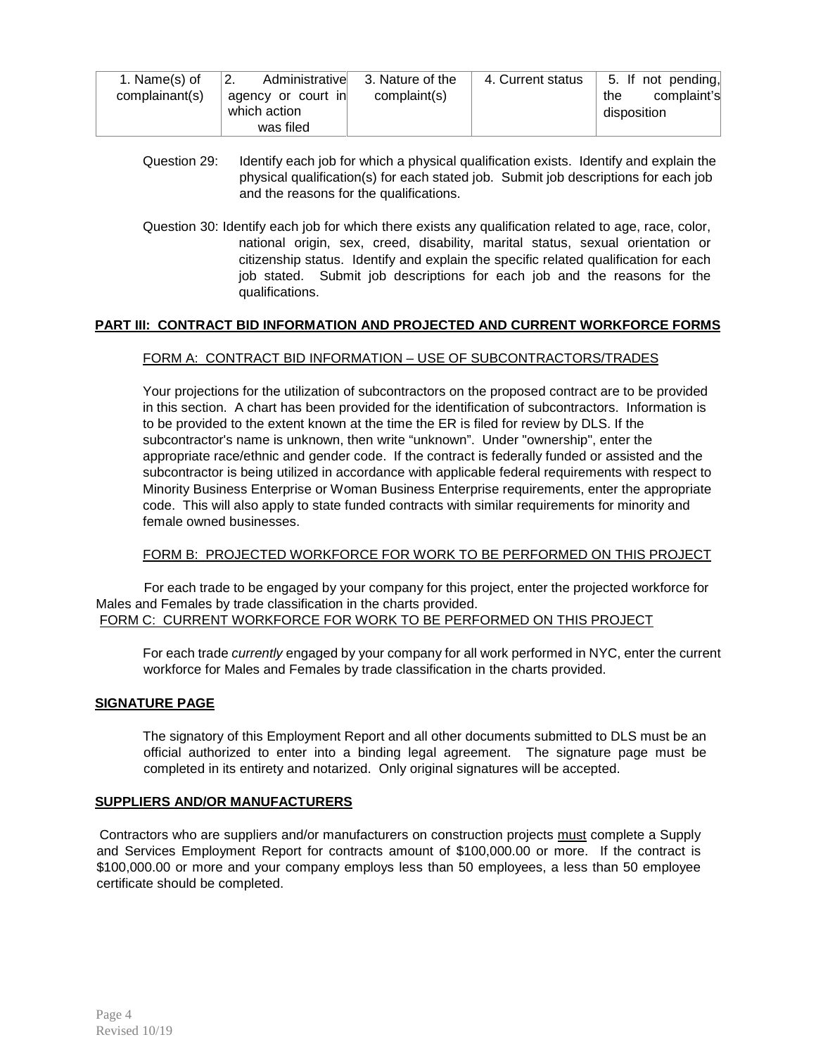| 1. Name(s) of complainant(s) | 2. Administrative agency or court in which action was filed | 3. Nature of the complaint(s) | 4. Current status | 5. If not pending, the complaint's disposition |
|---|---|---|---|---|

Question 29: Identify each job for which a physical qualification exists. Identify and explain the physical qualification(s) for each stated job. Submit job descriptions for each job and the reasons for the qualifications.

Question 30: Identify each job for which there exists any qualification related to age, race, color, national origin, sex, creed, disability, marital status, sexual orientation or citizenship status. Identify and explain the specific related qualification for each job stated. Submit job descriptions for each job and the reasons for the qualifications.

**PART III: CONTRACT BID INFORMATION AND PROJECTED AND CURRENT WORKFORCE FORMS**

FORM A: CONTRACT BID INFORMATION – USE OF SUBCONTRACTORS/TRADES

Your projections for the utilization of subcontractors on the proposed contract are to be provided in this section. A chart has been provided for the identification of subcontractors. Information is to be provided to the extent known at the time the ER is filed for review by DLS. If the subcontractor's name is unknown, then write "unknown". Under "ownership", enter the appropriate race/ethnic and gender code. If the contract is federally funded or assisted and the subcontractor is being utilized in accordance with applicable federal requirements with respect to Minority Business Enterprise or Woman Business Enterprise requirements, enter the appropriate code. This will also apply to state funded contracts with similar requirements for minority and female owned businesses.

FORM B: PROJECTED WORKFORCE FOR WORK TO BE PERFORMED ON THIS PROJECT

For each trade to be engaged by your company for this project, enter the projected workforce for Males and Females by trade classification in the charts provided.

FORM C: CURRENT WORKFORCE FOR WORK TO BE PERFORMED ON THIS PROJECT

For each trade *currently* engaged by your company for all work performed in NYC, enter the current workforce for Males and Females by trade classification in the charts provided.

**SIGNATURE PAGE**

The signatory of this Employment Report and all other documents submitted to DLS must be an official authorized to enter into a binding legal agreement. The signature page must be completed in its entirety and notarized. Only original signatures will be accepted.

**SUPPLIERS AND/OR MANUFACTURERS**

Contractors who are suppliers and/or manufacturers on construction projects must complete a Supply and Services Employment Report for contracts amount of $100,000.00 or more. If the contract is $100,000.00 or more and your company employs less than 50 employees, a less than 50 employee certificate should be completed.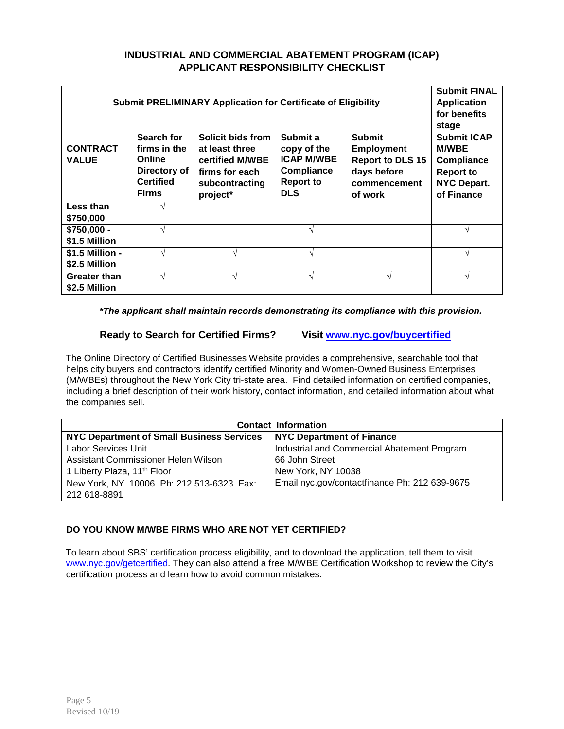## INDUSTRIAL AND COMMERCIAL ABATEMENT PROGRAM (ICAP)
## APPLICANT RESPONSIBILITY CHECKLIST

| Submit PRELIMINARY Application for Certificate of Eligibility | | | | | Submit FINAL Application for benefits stage |
|---|---|---|---|---|---|
| **CONTRACT VALUE** | **Search for firms in the Online Directory of Certified Firms** | **Solicit bids from at least three certified M/WBE firms for each subcontracting project*** | **Submit a copy of the ICAP M/WBE Compliance Report to DLS** | **Submit Employment Report to DLS 15 days before commencement of work** | **Submit ICAP M/WBE Compliance Report to NYC Depart. of Finance** |
| **Less than $750,000** | √ | | | | |
| **$750,000 - $1.5 Million** | √ | | √ | | √ |
| **$1.5 Million - $2.5 Million** | √ | √ | √ | | √ |
| **Greater than $2.5 Million** | √ | √ | √ | √ | √ |

***The applicant shall maintain records demonstrating its compliance with this provision.***

**Ready to Search for Certified Firms?** **Visit [www.nyc.gov/buycertified](www.nyc.gov/buycertified)**

The Online Directory of Certified Businesses Website provides a comprehensive, searchable tool that helps city buyers and contractors identify certified Minority and Women-Owned Business Enterprises (M/WBEs) throughout the New York City tri-state area. Find detailed information on certified companies, including a brief description of their work history, contact information, and detailed information about what the companies sell.

| Contact Information | |
|---|---|
| **NYC Department of Small Business Services** | **NYC Department of Finance** |
| Labor Services Unit | Industrial and Commercial Abatement Program |
| Assistant Commissioner Helen Wilson | 66 John Street |
| 1 Liberty Plaza, 11th Floor | New York, NY 10038 |
| New York, NY 10006 Ph: 212 513-6323 Fax: 212 618-8891 | Email nyc.gov/contactfinance Ph: 212 639-9675 |

**DO YOU KNOW M/WBE FIRMS WHO ARE NOT YET CERTIFIED?**

To learn about SBS' certification process eligibility, and to download the application, tell them to visit [www.nyc.gov/getcertified](www.nyc.gov/getcertified). They can also attend a free M/WBE Certification Workshop to review the City's certification process and learn how to avoid common mistakes.

Revised 10/19